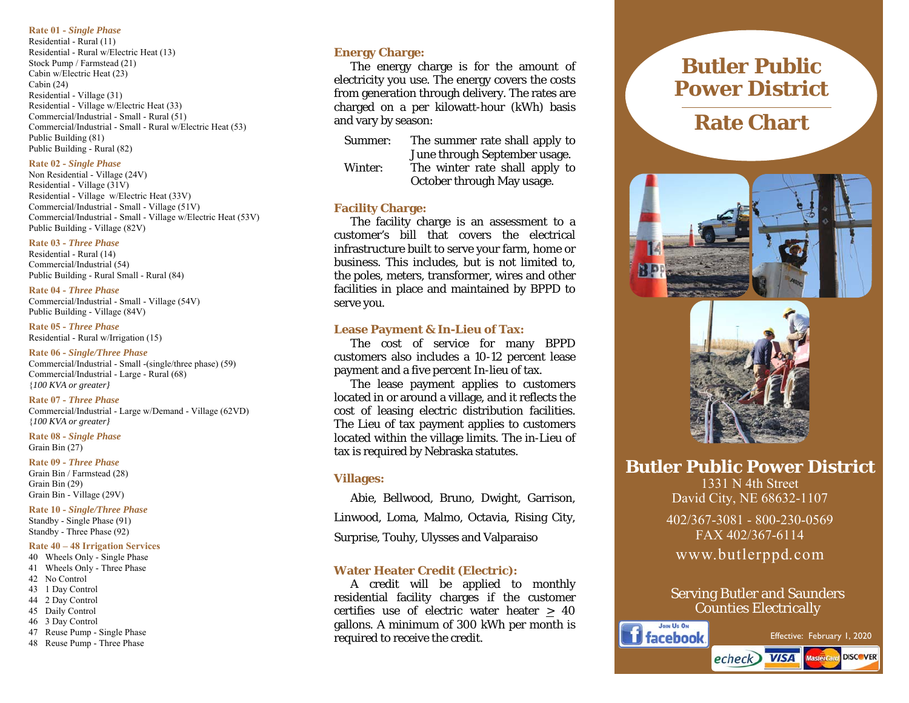**Rate 01 - *Single Phase***
Residential - Rural (11)
Residential - Rural w/Electric Heat (13)
Stock Pump / Farmstead (21)
Cabin w/Electric Heat (23)
Cabin (24)
Residential - Village (31)
Residential - Village w/Electric Heat (33)
Commercial/Industrial - Small - Rural (51)
Commercial/Industrial - Small - Rural w/Electric Heat (53)
Public Building (81)
Public Building - Rural (82)

**Rate 02 - *Single Phase***
Non Residential - Village (24V)
Residential - Village (31V)
Residential - Village w/Electric Heat (33V)
Commercial/Industrial - Small - Village (51V)
Commercial/Industrial - Small - Village w/Electric Heat (53V)
Public Building - Village (82V)

**Rate 03 - *Three Phase***
Residential - Rural (14)
Commercial/Industrial (54)
Public Building - Rural Small - Rural (84)

**Rate 04 - *Three Phase***
Commercial/Industrial - Small - Village (54V)
Public Building - Village (84V)

**Rate 05 - *Three Phase***
Residential - Rural w/Irrigation (15)

**Rate 06 - *Single/Three Phase***
Commercial/Industrial - Small -(single/three phase) (59)
Commercial/Industrial - Large - Rural (68)
*{100 KVA or greater}*

**Rate 07 - *Three Phase***
Commercial/Industrial - Large w/Demand - Village (62VD)
*{100 KVA or greater}*

**Rate 08 - *Single Phase***
Grain Bin (27)

**Rate 09 - *Three Phase***
Grain Bin / Farmstead (28)
Grain Bin (29)
Grain Bin - Village (29V)

**Rate 10 - *Single/Three Phase***
Standby - Single Phase (91)
Standby - Three Phase (92)

**Rate 40 – 48 Irrigation Services**
40 Wheels Only - Single Phase
41 Wheels Only - Three Phase
42 No Control
43 1 Day Control
44 2 Day Control
45 Daily Control
46 3 Day Control
47 Reuse Pump - Single Phase
48 Reuse Pump - Three Phase

## Energy Charge:

The energy charge is for the amount of electricity you use. The energy covers the costs from generation through delivery. The rates are charged on a per kilowatt-hour (kWh) basis and vary by season:

Summer: The summer rate shall apply to June through September usage.
Winter: The winter rate shall apply to October through May usage.

## Facility Charge:

The facility charge is an assessment to a customer's bill that covers the electrical infrastructure built to serve your farm, home or business. This includes, but is not limited to, the poles, meters, transformer, wires and other facilities in place and maintained by BPPD to serve you.

## Lease Payment & In-Lieu of Tax:

The cost of service for many BPPD customers also includes a 10-12 percent lease payment and a five percent In-lieu of tax.

The lease payment applies to customers located in or around a village, and it reflects the cost of leasing electric distribution facilities. The Lieu of tax payment applies to customers located within the village limits. The in-Lieu of tax is required by Nebraska statutes.

## Villages:

Abie, Bellwood, Bruno, Dwight, Garrison, Linwood, Loma, Malmo, Octavia, Rising City, Surprise, Touhy, Ulysses and Valparaiso

## Water Heater Credit (Electric):

A credit will be applied to monthly residential facility charges if the customer certifies use of electric water heater ≥ 40 gallons. A minimum of 300 kWh per month is required to receive the credit.

# Butler Public Power District

# Rate Chart

## Butler Public Power District

1331 N 4th Street
David City, NE 68632-1107

402/367-3081 - 800-230-0569
FAX 402/367-6114

www.butlerppd.com

Serving Butler and Saunders Counties Electrically

Join Us On facebook

Effective: February 1, 2020

echeck VISA MasterCard DISCOVER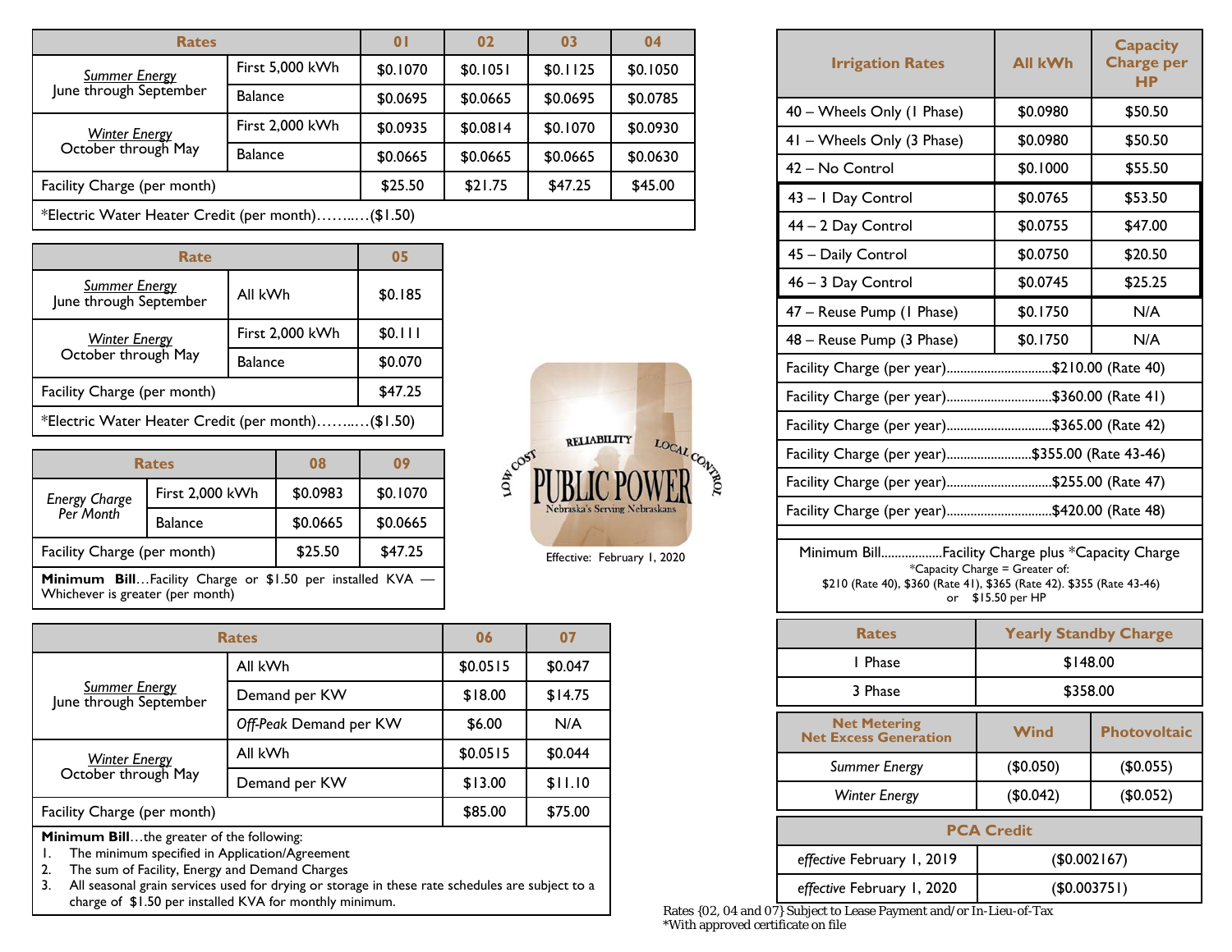| Rates | | 01 | 02 | 03 | 04 |
|---|---|---|---|---|---|
| *Summer Energy* June through September | First 5,000 kWh | $0.1070 | $0.1051 | $0.1125 | $0.1050 |
| | Balance | $0.0695 | $0.0665 | $0.0695 | $0.0785 |
| *Winter Energy* October through May | First 2,000 kWh | $0.0935 | $0.0814 | $0.1070 | $0.0930 |
| | Balance | $0.0665 | $0.0665 | $0.0665 | $0.0630 |
| Facility Charge (per month) | | $25.50 | $21.75 | $47.25 | $45.00 |
| *Electric Water Heater Credit (per month)……..…($1.50) | | | | | |

| Rate | | 05 |
|---|---|---|
| *Summer Energy* June through September | All kWh | $0.185 |
| *Winter Energy* October through May | First 2,000 kWh | $0.111 |
| | Balance | $0.070 |
| Facility Charge (per month) | | $47.25 |
| *Electric Water Heater Credit (per month)……..…($1.50) | | |

| Rates | | 08 | 09 |
|---|---|---|---|
| *Energy Charge Per Month* | First 2,000 kWh | $0.0983 | $0.1070 |
| | Balance | $0.0665 | $0.0665 |
| Facility Charge (per month) | | $25.50 | $47.25 |
| **Minimum Bill**…Facility Charge or $1.50 per installed KVA — Whichever is greater (per month) | | | |

| Rates | | 06 | 07 |
|---|---|---|---|
| *Summer Energy* June through September | All kWh | $0.0515 | $0.047 |
| | Demand per KW | $18.00 | $14.75 |
| | *Off-Peak* Demand per KW | $6.00 | N/A |
| *Winter Energy* October through May | All kWh | $0.0515 | $0.044 |
| | Demand per KW | $13.00 | $11.10 |
| Facility Charge (per month) | | $85.00 | $75.00 |

**Minimum Bill**…the greater of the following:

1. The minimum specified in Application/Agreement
2. The sum of Facility, Energy and Demand Charges
3. All seasonal grain services used for drying or storage in these rate schedules are subject to a charge of $1.50 per installed KVA for monthly minimum.

LOW COST — RELIABILITY — LOCAL CONTROL

PUBLIC POWER

Nebraska's Serving Nebraskans

Effective: February 1, 2020

| Irrigation Rates | All kWh | Capacity Charge per HP |
|---|---|---|
| 40 – Wheels Only (1 Phase) | $0.0980 | $50.50 |
| 41 – Wheels Only (3 Phase) | $0.0980 | $50.50 |
| 42 – No Control | $0.1000 | $55.50 |
| 43 – 1 Day Control | $0.0765 | $53.50 |
| 44 – 2 Day Control | $0.0755 | $47.00 |
| 45 – Daily Control | $0.0750 | $20.50 |
| 46 – 3 Day Control | $0.0745 | $25.25 |
| 47 – Reuse Pump (1 Phase) | $0.1750 | N/A |
| 48 – Reuse Pump (3 Phase) | $0.1750 | N/A |
| Facility Charge (per year)……………………………$210.00 (Rate 40) | | |
| Facility Charge (per year)……………………………$360.00 (Rate 41) | | |
| Facility Charge (per year)……………………………$365.00 (Rate 42) | | |
| Facility Charge (per year)………………………$355.00 (Rate 43-46) | | |
| Facility Charge (per year)……………………………$255.00 (Rate 47) | | |
| Facility Charge (per year)……………………………$420.00 (Rate 48) | | |

Minimum Bill………………Facility Charge plus *Capacity Charge
*Capacity Charge = Greater of:
$210 (Rate 40), $360 (Rate 41), $365 (Rate 42). $355 (Rate 43-46)
or $15.50 per HP

| Rates | Yearly Standby Charge |
|---|---|
| 1 Phase | $148.00 |
| 3 Phase | $358.00 |

| Net Metering Net Excess Generation | Wind | Photovoltaic |
|---|---|---|
| *Summer Energy* | ($0.050) | ($0.055) |
| *Winter Energy* | ($0.042) | ($0.052) |

| PCA Credit | |
|---|---|
| *effective* February 1, 2019 | ($0.002167) |
| *effective* February 1, 2020 | ($0.003751) |

Rates {02, 04 and 07} Subject to Lease Payment and/or In-Lieu-of-Tax
*With approved certificate on file